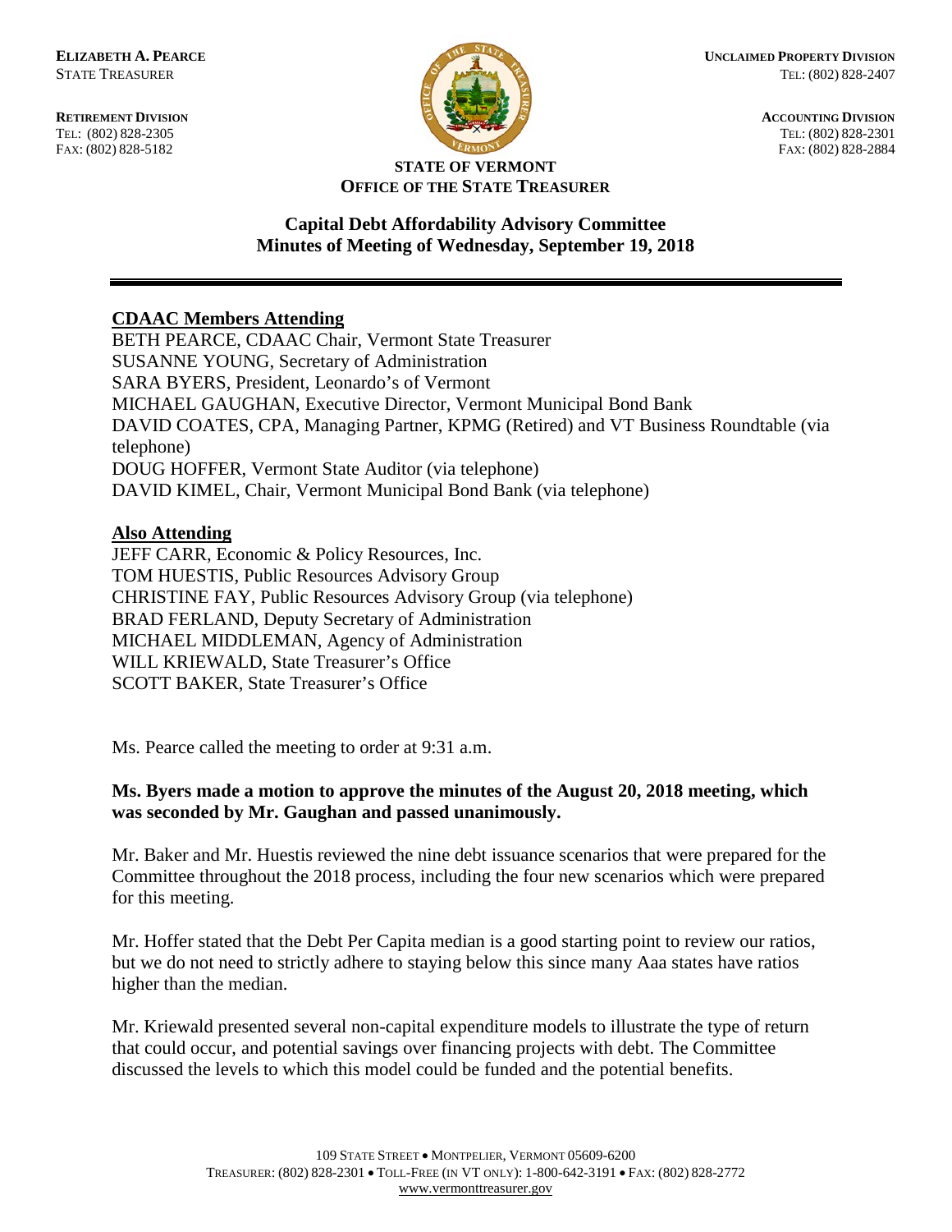**ELIZABETH A. PEARCE**
STATE TREASURER

**RETIREMENT DIVISION**
TEL: (802) 828-2305
FAX: (802) 828-5182

**UNCLAIMED PROPERTY DIVISION**
TEL: (802) 828-2407

**ACCOUNTING DIVISION**
TEL: (802) 828-2301
FAX: (802) 828-2884

**STATE OF VERMONT**
**OFFICE OF THE STATE TREASURER**

## Capital Debt Affordability Advisory Committee
## Minutes of Meeting of Wednesday, September 19, 2018

---

**CDAAC Members Attending**

BETH PEARCE, CDAAC Chair, Vermont State Treasurer
SUSANNE YOUNG, Secretary of Administration
SARA BYERS, President, Leonardo's of Vermont
MICHAEL GAUGHAN, Executive Director, Vermont Municipal Bond Bank
DAVID COATES, CPA, Managing Partner, KPMG (Retired) and VT Business Roundtable (via telephone)
DOUG HOFFER, Vermont State Auditor (via telephone)
DAVID KIMEL, Chair, Vermont Municipal Bond Bank (via telephone)

**Also Attending**

JEFF CARR, Economic & Policy Resources, Inc.
TOM HUESTIS, Public Resources Advisory Group
CHRISTINE FAY, Public Resources Advisory Group (via telephone)
BRAD FERLAND, Deputy Secretary of Administration
MICHAEL MIDDLEMAN, Agency of Administration
WILL KRIEWALD, State Treasurer's Office
SCOTT BAKER, State Treasurer's Office

Ms. Pearce called the meeting to order at 9:31 a.m.

**Ms. Byers made a motion to approve the minutes of the August 20, 2018 meeting, which was seconded by Mr. Gaughan and passed unanimously.**

Mr. Baker and Mr. Huestis reviewed the nine debt issuance scenarios that were prepared for the Committee throughout the 2018 process, including the four new scenarios which were prepared for this meeting.

Mr. Hoffer stated that the Debt Per Capita median is a good starting point to review our ratios, but we do not need to strictly adhere to staying below this since many Aaa states have ratios higher than the median.

Mr. Kriewald presented several non-capital expenditure models to illustrate the type of return that could occur, and potential savings over financing projects with debt. The Committee discussed the levels to which this model could be funded and the potential benefits.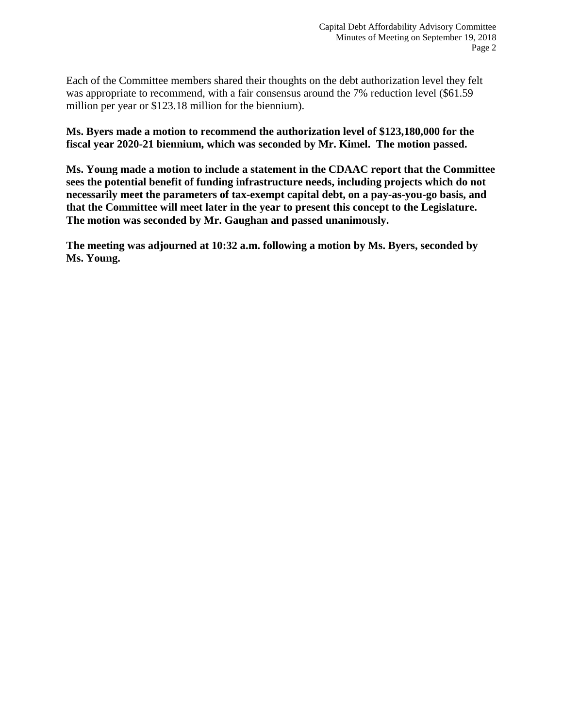Each of the Committee members shared their thoughts on the debt authorization level they felt was appropriate to recommend, with a fair consensus around the 7% reduction level ($61.59 million per year or $123.18 million for the biennium).

**Ms. Byers made a motion to recommend the authorization level of $123,180,000 for the fiscal year 2020-21 biennium, which was seconded by Mr. Kimel. The motion passed.**

**Ms. Young made a motion to include a statement in the CDAAC report that the Committee sees the potential benefit of funding infrastructure needs, including projects which do not necessarily meet the parameters of tax-exempt capital debt, on a pay-as-you-go basis, and that the Committee will meet later in the year to present this concept to the Legislature. The motion was seconded by Mr. Gaughan and passed unanimously.**

**The meeting was adjourned at 10:32 a.m. following a motion by Ms. Byers, seconded by Ms. Young.**